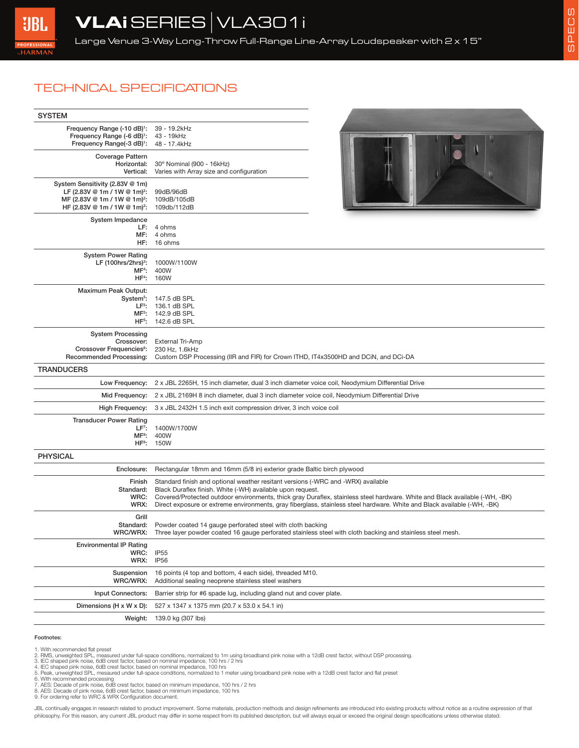# VLAi SERIES | VLA301i

Large Venue 3-Way Long-Throw Full-Range Line-Array Loudspeaker with 2 x 15"

## TECHNICAL SPECIFICATIONS

### SYSTEM

| | |
|---|---|
| Frequency Range (-10 dB)[1]: | 39 - 19.2kHz |
| Frequency Range (-6 dB)[1]: | 43 - 19kHz |
| Frequency Range(-3 dB)[1]: | 48 - 17.4kHz |
| **Coverage Pattern** | |
| Horizontal: | 30º Nominal (900 - 16kHz) |
| Vertical: | Varies with Array size and configuration |
| **System Sensitivity (2.83V @ 1m)** | |
| LF (2.83V @ 1m / 1W @ 1m)[2]: | 99dB/96dB |
| MF (2.83V @ 1m / 1W @ 1m)[2]: | 109dB/105dB |
| HF (2.83V @ 1m / 1W @ 1m)[2]: | 109db/112dB |
| **System Impedance** | |
| LF: | 4 ohms |
| MF: | 4 ohms |
| HF: | 16 ohms |
| **System Power Rating** | |
| LF (100hrs/2hrs)[3]: | 1000W/1100W |
| MF[4]: | 400W |
| HF[4]: | 160W |
| **Maximum Peak Output:** | |
| System[5]: | 147.5 dB SPL |
| LF[5]: | 136.1 dB SPL |
| MF[5]: | 142.9 dB SPL |
| HF[5]: | 142.6 dB SPL |
| **System Processing** | |
| Crossover: | External Tri-Amp |
| Crossover Frequencies[6]: | 230 Hz, 1.6kHz |
| Recommended Processing: | Custom DSP Processing (IIR and FIR) for Crown ITHD, IT4x3500HD and DCiN, and DCi-DA |

### TRANDUCERS

| | |
|---|---|
| Low Frequency: | 2 x JBL 2265H, 15 inch diameter, dual 3 inch diameter voice coil, Neodymium Differential Drive |
| Mid Frequency: | 2 x JBL 2169H 8 inch diameter, dual 3 inch diameter voice coil, Neodymium Differential Drive |
| High Frequency: | 3 x JBL 2432H 1.5 inch exit compression driver, 3 inch voice coil |
| **Transducer Power Rating** | |
| LF[7]: | 1400W/1700W |
| MF[8]: | 400W |
| HF[8]: | 150W |

### PHYSICAL

| | |
|---|---|
| Enclosure: | Rectangular 18mm and 16mm (5/8 in) exterior grade Baltic birch plywood |
| Finish | Standard finish and optional weather resitant versions (-WRC and -WRX) available |
| Standard: | Black Duraflex finish. White (-WH) available upon request. |
| WRC: | Covered/Protected outdoor environments, thick gray Duraflex, stainless steel hardware. White and Black available (-WH, -BK) |
| WRX: | Direct exposure or extreme environments, gray fiberglass, stainless steel hardware. White and Black available (-WH, -BK) |
| **Grill** | |
| Standard: | Powder coated 14 gauge perforated steel with cloth backing |
| WRC/WRX: | Three layer powder coated 16 gauge perforated stainless steel with cloth backing and stainless steel mesh. |
| **Environmental IP Rating** | |
| WRC: | IP55 |
| WRX: | IP56 |
| Suspension | 16 points (4 top and bottom, 4 each side), threaded M10. |
| WRC/WRX: | Additional sealing neoprene stainless steel washers |
| Input Connectors: | Barrier strip for #6 spade lug, including gland nut and cover plate. |
| Dimensions (H x W x D): | 527 x 1347 x 1375 mm (20.7 x 53.0 x 54.1 in) |
| Weight: | 139.0 kg (307 lbs) |

**Footnotes:**

1. With recommended flat preset
2. RMS, unweighted SPL, measured under full-space conditions, normalized to 1m using broadband pink noise with a 12dB crest factor, without DSP processing.
3. IEC shaped pink noise, 6dB crest factor, based on nominal impedance, 100 hrs / 2 hrs
4. IEC shaped pink noise, 6dB crest factor, based on nominal impedance, 100 hrs
5. Peak, unweighted SPL, mesured under full-space conditions, normalized to 1 meter using broadband pink noise with a 12dB crest factor and flat preset
6. With recommended processing
7. AES: Decade of pink noise, 6dB crest factor, based on minimum impedance, 100 hrs / 2 hrs
8. AES: Decade of pink noise, 6dB crest factor, based on minimum impedance, 100 hrs
9. For ordering refer to WRC & WRX Configuration document.

JBL continually engages in research related to product improvement. Some materials, production methods and design refinements are introduced into existing products without notice as a routine expression of that philosophy. For this reason, any current JBL product may differ in some respect from its published description, but will always equal or exceed the original design specifications unless otherwise stated.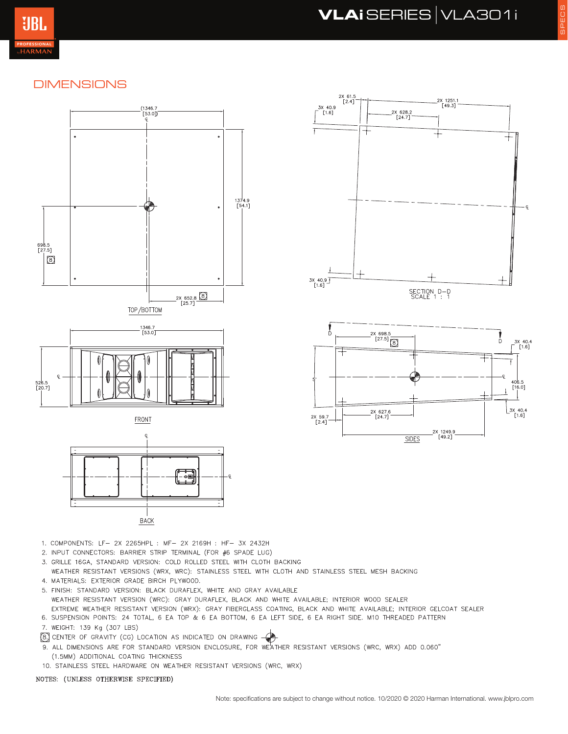## DIMENSIONS

(1346.7
[53.0])

1374.9
[54.1]

698.5
[27.5]

2X 652.8
[25.7]

TOP/BOTTOM

1346.7
[53.0]

526.5
[20.7]

FRONT

BACK

2X 61.5
[2.4]

2X 1251.1
[49.3]

3X 40.9
[1.6]

2X 628.2
[24.7]

3X 40.9
[1.6]

SECTION D–D
SCALE 1 : 1

2X 698.5
[27.5]

3X 40.4
[1.6]

5°

406.5
[16.0]

3X 40.4
[1.6]

2X 627.6
[24.7]

2X 59.7
[2.4]

2X 1249.9
[49.2]

SIDES

1. COMPONENTS: LF– 2X 2265HPL : MF– 2X 2169H : HF– 3X 2432H
2. INPUT CONNECTORS: BARRIER STRIP TERMINAL (FOR #6 SPADE LUG)
3. GRILLE 16GA, STANDARD VERSION: COLD ROLLED STEEL WITH CLOTH BACKING
   WEATHER RESISTANT VERSIONS (WRX, WRC): STAINLESS STEEL WITH CLOTH AND STAINLESS STEEL MESH BACKING
4. MATERIALS: EXTERIOR GRADE BIRCH PLYWOOD.
5. FINISH: STANDARD VERSION: BLACK DURAFLEX, WHITE AND GRAY AVAILABLE
   WEATHER RESISTANT VERSION (WRC): GRAY DURAFLEX, BLACK AND WHITE AVAILABLE; INTERIOR WOOD SEALER
   EXTREME WEATHER RESISTANT VERSION (WRX): GRAY FIBERGLASS COATING, BLACK AND WHITE AVAILABLE; INTERIOR GELCOAT SEALER
6. SUSPENSION POINTS: 24 TOTAL, 6 EA TOP & 6 EA BOTTOM, 6 EA LEFT SIDE, 6 EA RIGHT SIDE. M10 THREADED PATTERN
7. WEIGHT: 139 Kg (307 LBS)
8. CENTER OF GRAVITY (CG) LOCATION AS INDICATED ON DRAWING
9. ALL DIMENSIONS ARE FOR STANDARD VERSION ENCLOSURE, FOR WEATHER RESISTANT VERSIONS (WRC, WRX) ADD 0.060" (1.5MM) ADDITIONAL COATING THICKNESS
10. STAINLESS STEEL HARDWARE ON WEATHER RESISTANT VERSIONS (WRC, WRX)

NOTES: (UNLESS OTHERWISE SPECIFIED)

Note: specifications are subject to change without notice. 10/2020 © 2020 Harman International. www.jblpro.com